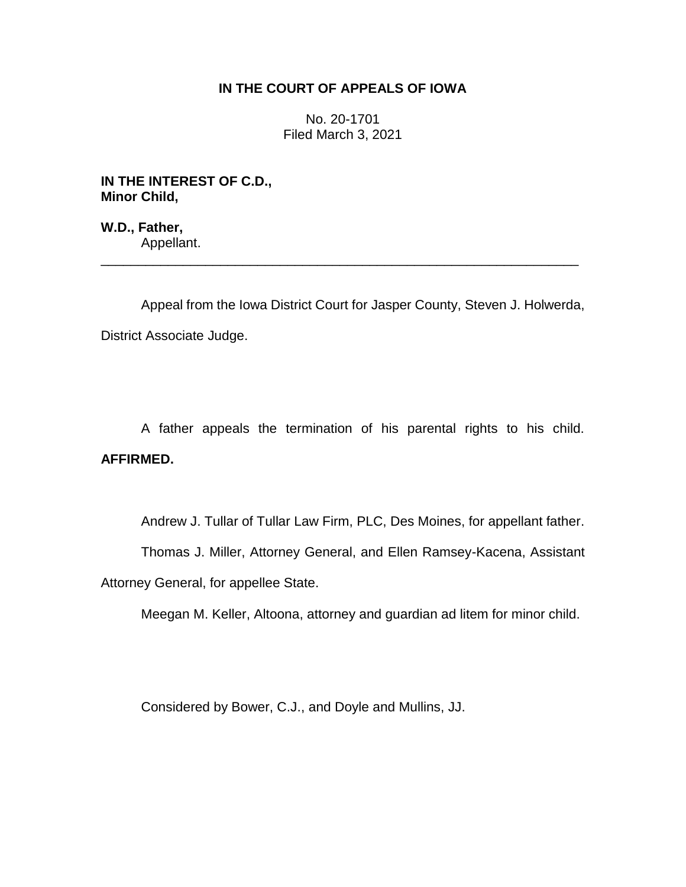**IN THE COURT OF APPEALS OF IOWA**

No. 20-1701
Filed March 3, 2021

**IN THE INTEREST OF C.D.,**
**Minor Child,**

**W.D., Father,**
Appellant.

---

Appeal from the Iowa District Court for Jasper County, Steven J. Holwerda, District Associate Judge.

A father appeals the termination of his parental rights to his child. **AFFIRMED.**

Andrew J. Tullar of Tullar Law Firm, PLC, Des Moines, for appellant father.

Thomas J. Miller, Attorney General, and Ellen Ramsey-Kacena, Assistant Attorney General, for appellee State.

Meegan M. Keller, Altoona, attorney and guardian ad litem for minor child.

Considered by Bower, C.J., and Doyle and Mullins, JJ.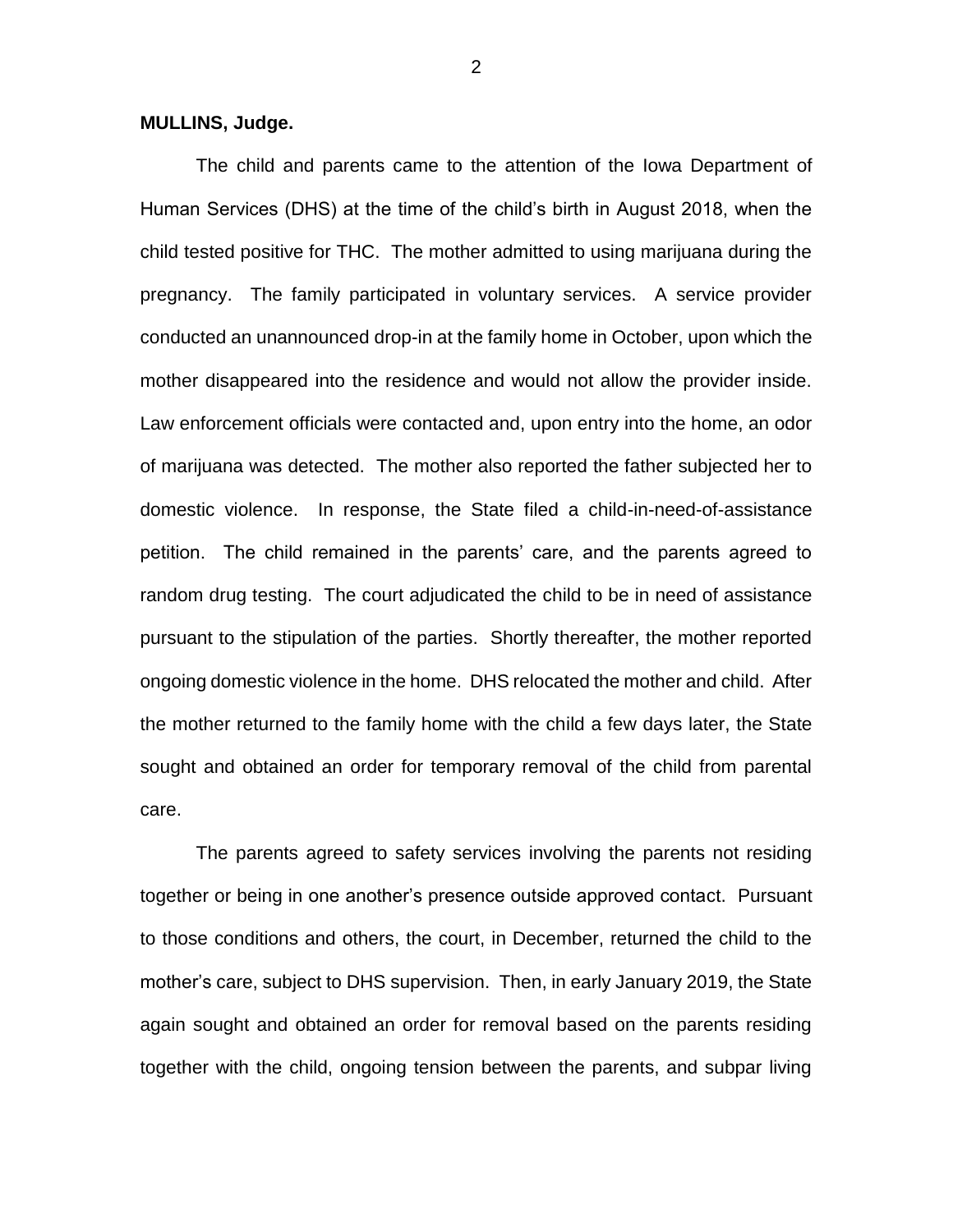**MULLINS, Judge.**

The child and parents came to the attention of the Iowa Department of Human Services (DHS) at the time of the child's birth in August 2018, when the child tested positive for THC. The mother admitted to using marijuana during the pregnancy. The family participated in voluntary services. A service provider conducted an unannounced drop-in at the family home in October, upon which the mother disappeared into the residence and would not allow the provider inside. Law enforcement officials were contacted and, upon entry into the home, an odor of marijuana was detected. The mother also reported the father subjected her to domestic violence. In response, the State filed a child-in-need-of-assistance petition. The child remained in the parents' care, and the parents agreed to random drug testing. The court adjudicated the child to be in need of assistance pursuant to the stipulation of the parties. Shortly thereafter, the mother reported ongoing domestic violence in the home. DHS relocated the mother and child. After the mother returned to the family home with the child a few days later, the State sought and obtained an order for temporary removal of the child from parental care.

The parents agreed to safety services involving the parents not residing together or being in one another's presence outside approved contact. Pursuant to those conditions and others, the court, in December, returned the child to the mother's care, subject to DHS supervision. Then, in early January 2019, the State again sought and obtained an order for removal based on the parents residing together with the child, ongoing tension between the parents, and subpar living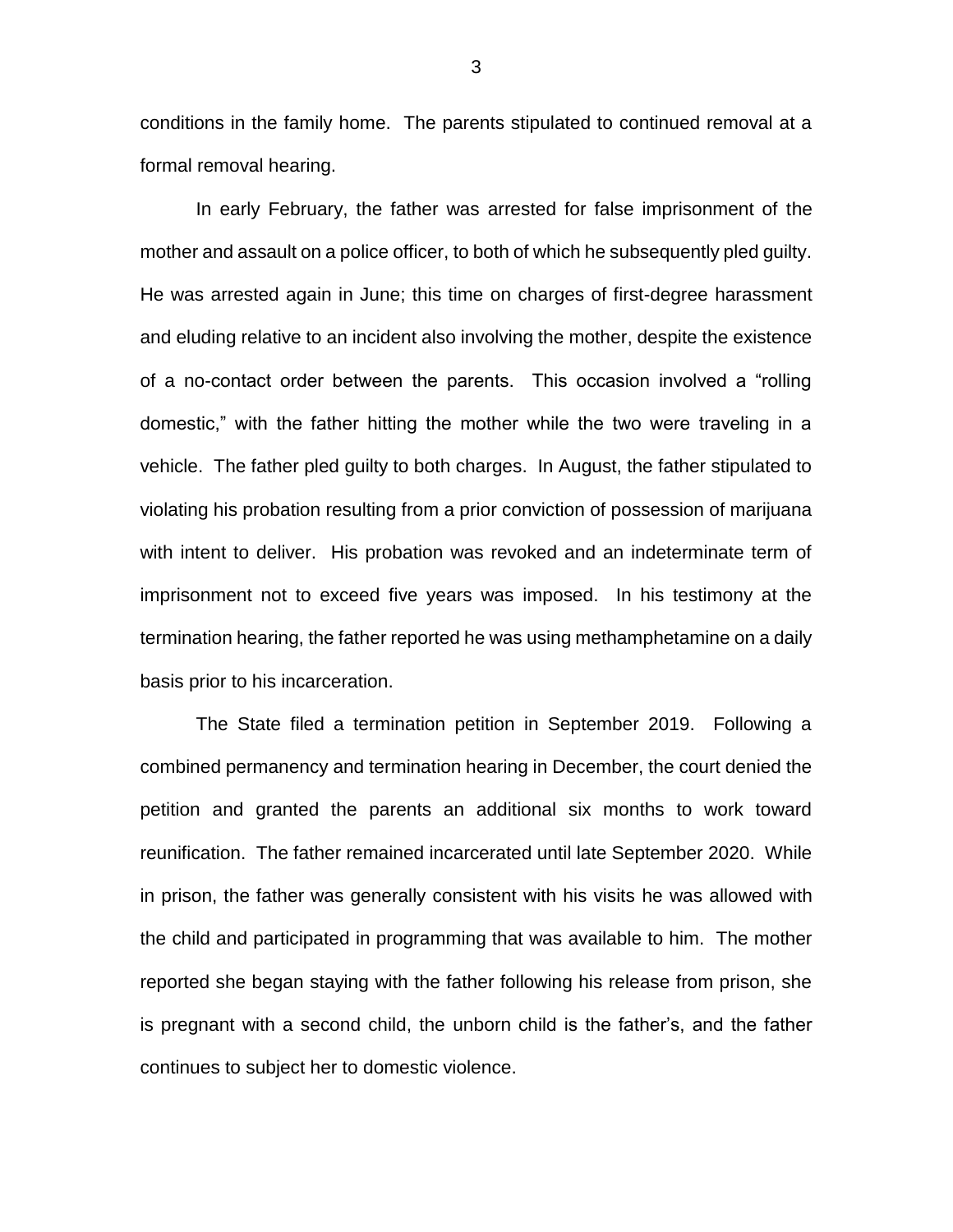conditions in the family home. The parents stipulated to continued removal at a formal removal hearing.

In early February, the father was arrested for false imprisonment of the mother and assault on a police officer, to both of which he subsequently pled guilty. He was arrested again in June; this time on charges of first-degree harassment and eluding relative to an incident also involving the mother, despite the existence of a no-contact order between the parents. This occasion involved a "rolling domestic," with the father hitting the mother while the two were traveling in a vehicle. The father pled guilty to both charges. In August, the father stipulated to violating his probation resulting from a prior conviction of possession of marijuana with intent to deliver. His probation was revoked and an indeterminate term of imprisonment not to exceed five years was imposed. In his testimony at the termination hearing, the father reported he was using methamphetamine on a daily basis prior to his incarceration.

The State filed a termination petition in September 2019. Following a combined permanency and termination hearing in December, the court denied the petition and granted the parents an additional six months to work toward reunification. The father remained incarcerated until late September 2020. While in prison, the father was generally consistent with his visits he was allowed with the child and participated in programming that was available to him. The mother reported she began staying with the father following his release from prison, she is pregnant with a second child, the unborn child is the father's, and the father continues to subject her to domestic violence.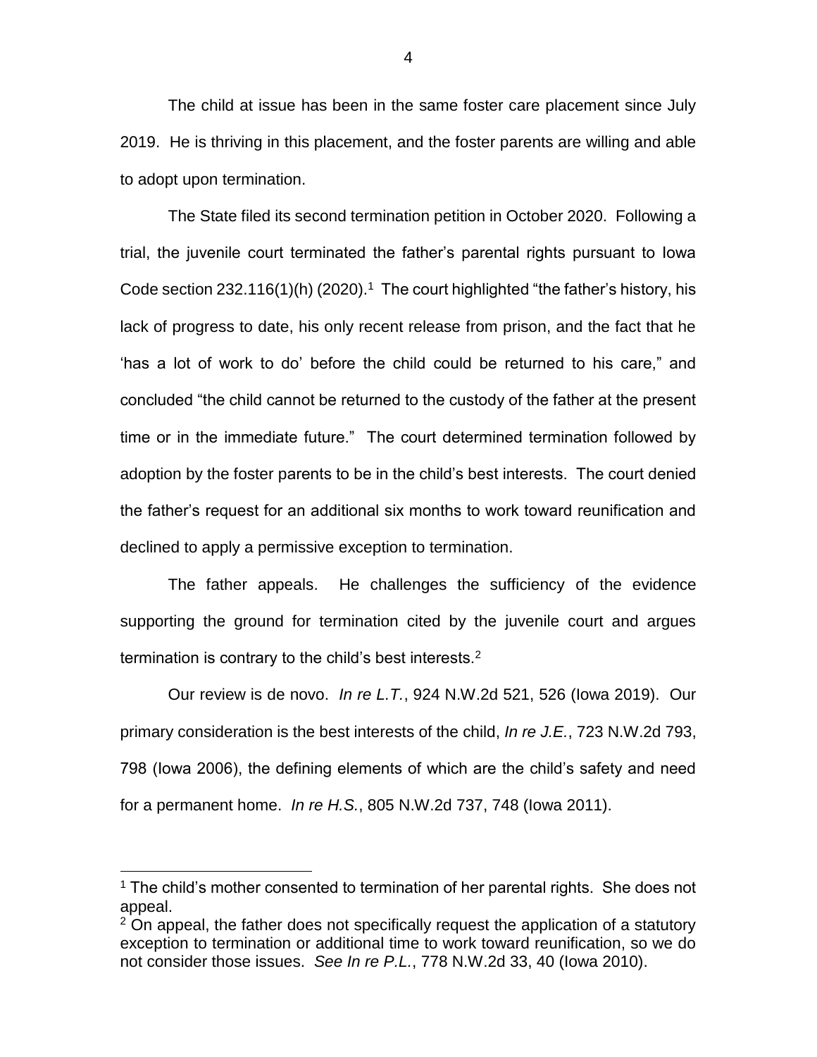The child at issue has been in the same foster care placement since July 2019. He is thriving in this placement, and the foster parents are willing and able to adopt upon termination.

The State filed its second termination petition in October 2020. Following a trial, the juvenile court terminated the father's parental rights pursuant to Iowa Code section 232.116(1)(h) (2020).[1] The court highlighted "the father's history, his lack of progress to date, his only recent release from prison, and the fact that he 'has a lot of work to do' before the child could be returned to his care," and concluded "the child cannot be returned to the custody of the father at the present time or in the immediate future." The court determined termination followed by adoption by the foster parents to be in the child's best interests. The court denied the father's request for an additional six months to work toward reunification and declined to apply a permissive exception to termination.

The father appeals. He challenges the sufficiency of the evidence supporting the ground for termination cited by the juvenile court and argues termination is contrary to the child's best interests.[2]

Our review is de novo. *In re L.T.*, 924 N.W.2d 521, 526 (Iowa 2019). Our primary consideration is the best interests of the child, *In re J.E.*, 723 N.W.2d 793, 798 (Iowa 2006), the defining elements of which are the child's safety and need for a permanent home. *In re H.S.*, 805 N.W.2d 737, 748 (Iowa 2011).

---

[1] The child's mother consented to termination of her parental rights. She does not appeal.

[2] On appeal, the father does not specifically request the application of a statutory exception to termination or additional time to work toward reunification, so we do not consider those issues. *See In re P.L.*, 778 N.W.2d 33, 40 (Iowa 2010).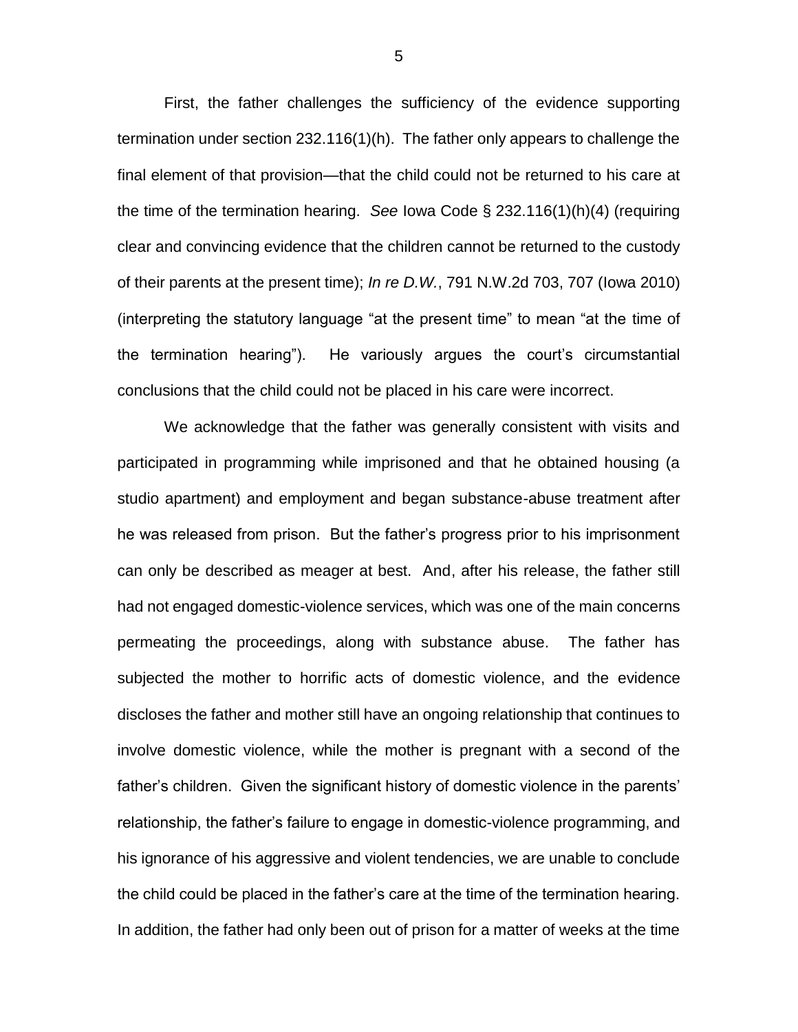First, the father challenges the sufficiency of the evidence supporting termination under section 232.116(1)(h). The father only appears to challenge the final element of that provision—that the child could not be returned to his care at the time of the termination hearing. *See* Iowa Code § 232.116(1)(h)(4) (requiring clear and convincing evidence that the children cannot be returned to the custody of their parents at the present time); *In re D.W.*, 791 N.W.2d 703, 707 (Iowa 2010) (interpreting the statutory language "at the present time" to mean "at the time of the termination hearing"). He variously argues the court's circumstantial conclusions that the child could not be placed in his care were incorrect.

We acknowledge that the father was generally consistent with visits and participated in programming while imprisoned and that he obtained housing (a studio apartment) and employment and began substance-abuse treatment after he was released from prison. But the father's progress prior to his imprisonment can only be described as meager at best. And, after his release, the father still had not engaged domestic-violence services, which was one of the main concerns permeating the proceedings, along with substance abuse. The father has subjected the mother to horrific acts of domestic violence, and the evidence discloses the father and mother still have an ongoing relationship that continues to involve domestic violence, while the mother is pregnant with a second of the father's children. Given the significant history of domestic violence in the parents' relationship, the father's failure to engage in domestic-violence programming, and his ignorance of his aggressive and violent tendencies, we are unable to conclude the child could be placed in the father's care at the time of the termination hearing. In addition, the father had only been out of prison for a matter of weeks at the time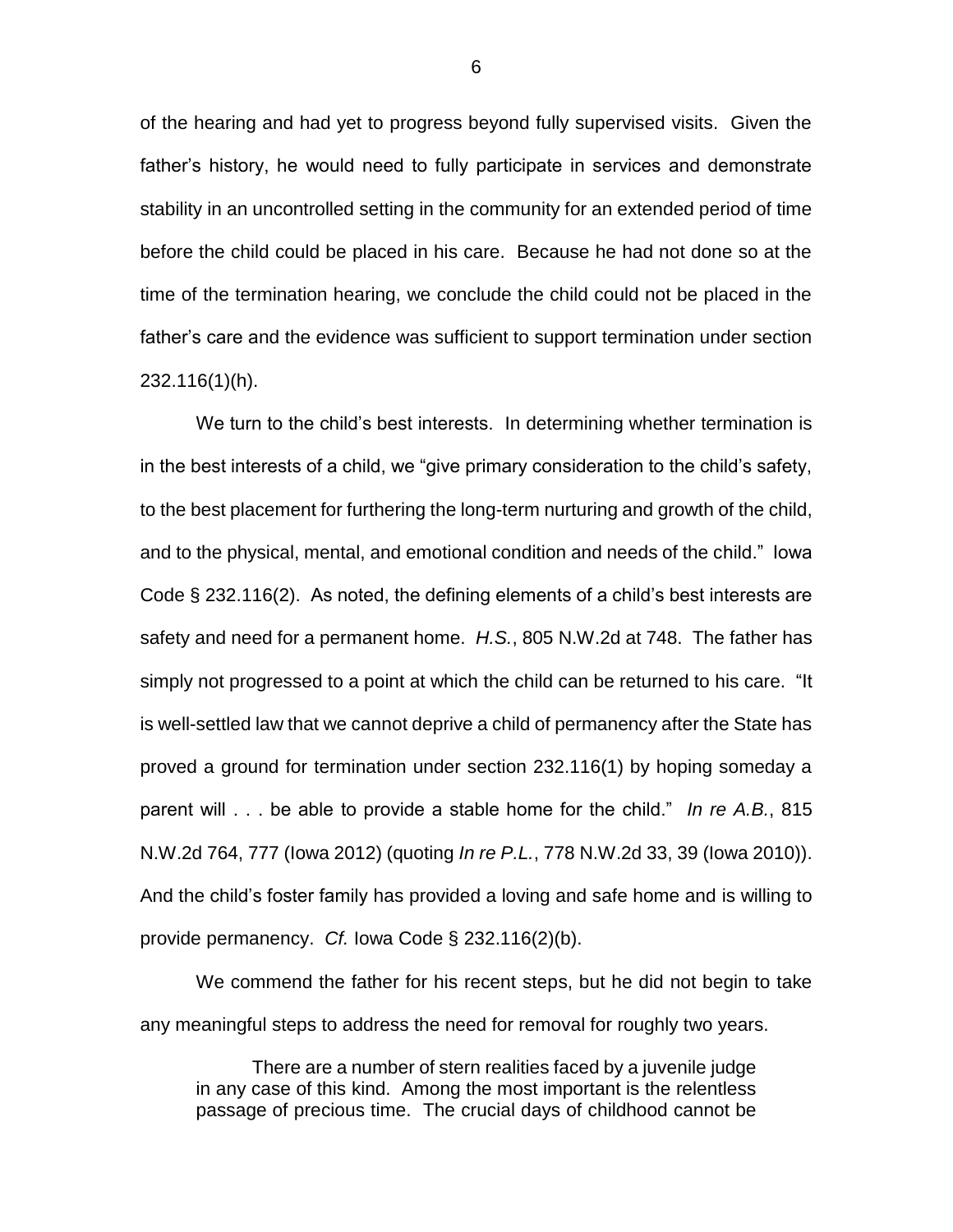of the hearing and had yet to progress beyond fully supervised visits. Given the father's history, he would need to fully participate in services and demonstrate stability in an uncontrolled setting in the community for an extended period of time before the child could be placed in his care. Because he had not done so at the time of the termination hearing, we conclude the child could not be placed in the father's care and the evidence was sufficient to support termination under section 232.116(1)(h).

We turn to the child's best interests. In determining whether termination is in the best interests of a child, we "give primary consideration to the child's safety, to the best placement for furthering the long-term nurturing and growth of the child, and to the physical, mental, and emotional condition and needs of the child." Iowa Code § 232.116(2). As noted, the defining elements of a child's best interests are safety and need for a permanent home. *H.S.*, 805 N.W.2d at 748. The father has simply not progressed to a point at which the child can be returned to his care. "It is well-settled law that we cannot deprive a child of permanency after the State has proved a ground for termination under section 232.116(1) by hoping someday a parent will . . . be able to provide a stable home for the child." *In re A.B.*, 815 N.W.2d 764, 777 (Iowa 2012) (quoting *In re P.L.*, 778 N.W.2d 33, 39 (Iowa 2010)). And the child's foster family has provided a loving and safe home and is willing to provide permanency. *Cf.* Iowa Code § 232.116(2)(b).

We commend the father for his recent steps, but he did not begin to take any meaningful steps to address the need for removal for roughly two years.

> There are a number of stern realities faced by a juvenile judge in any case of this kind. Among the most important is the relentless passage of precious time. The crucial days of childhood cannot be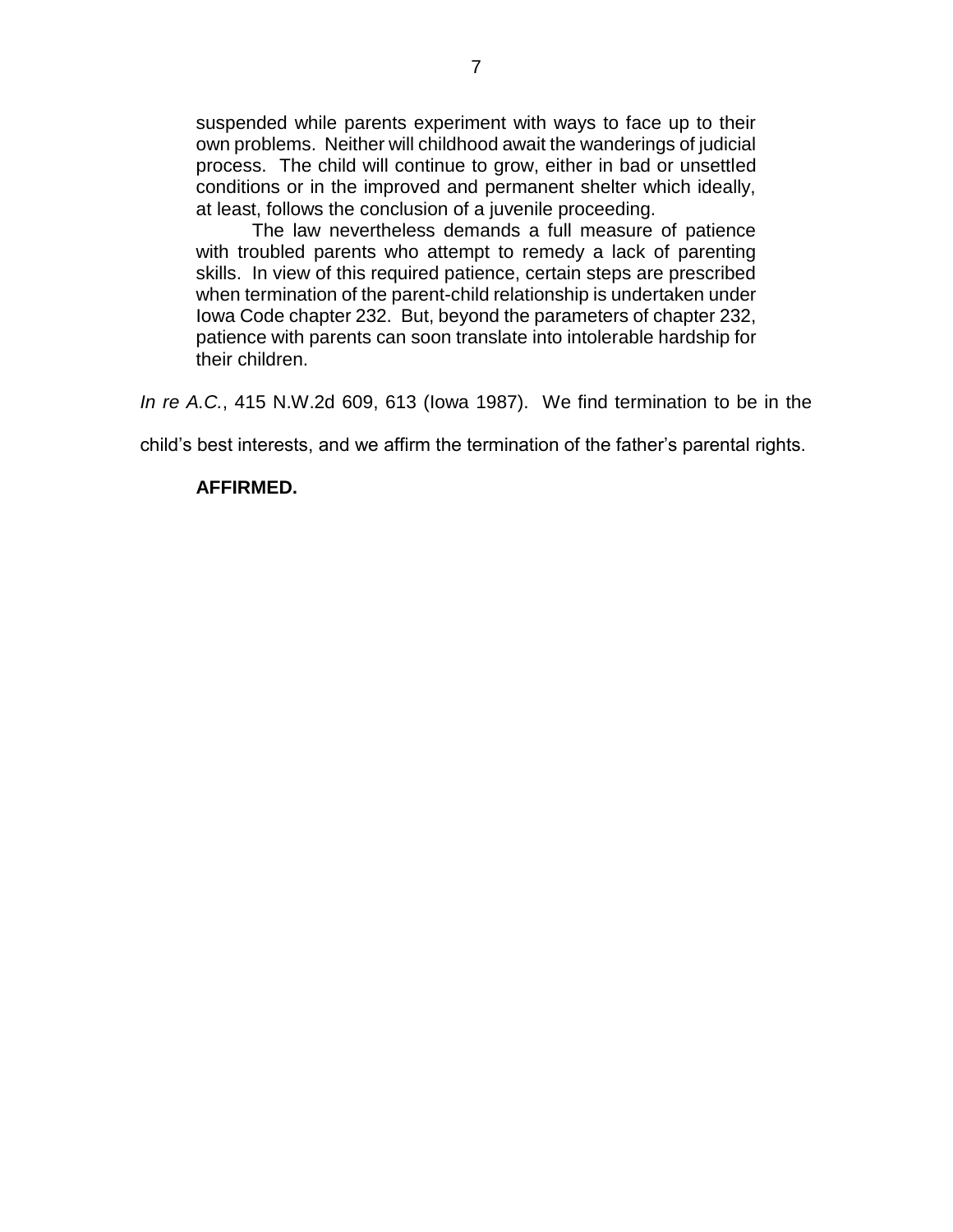> suspended while parents experiment with ways to face up to their own problems. Neither will childhood await the wanderings of judicial process. The child will continue to grow, either in bad or unsettled conditions or in the improved and permanent shelter which ideally, at least, follows the conclusion of a juvenile proceeding.
>
> The law nevertheless demands a full measure of patience with troubled parents who attempt to remedy a lack of parenting skills. In view of this required patience, certain steps are prescribed when termination of the parent-child relationship is undertaken under Iowa Code chapter 232. But, beyond the parameters of chapter 232, patience with parents can soon translate into intolerable hardship for their children.

*In re A.C.*, 415 N.W.2d 609, 613 (Iowa 1987). We find termination to be in the child's best interests, and we affirm the termination of the father's parental rights.

**AFFIRMED.**